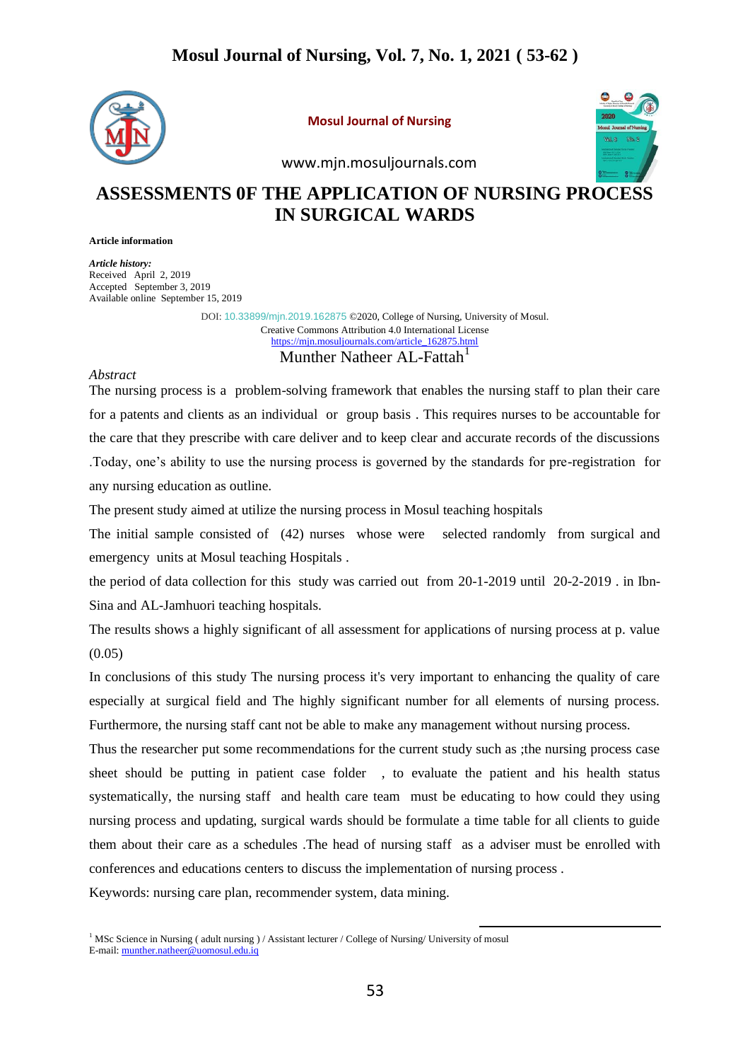Mosul Journal of Nursing

www.mjn.mosuljournals.com

# ASSESSMENTS 0F THE APPLICATION OF NURSING PROCESS IN SURGICAL WARDS

**Article information**

***Article history:***
Received April 2, 2019
Accepted September 3, 2019
Available online September 15, 2019

DOI: 10.33899/mjn.2019.162875 ©2020, College of Nursing, University of Mosul.
Creative Commons Attribution 4.0 International License
https://mjn.mosuljournals.com/article_162875.html

Munther Natheer AL-Fattah[1]

*Abstract*

The nursing process is a problem-solving framework that enables the nursing staff to plan their care for a patents and clients as an individual or group basis . This requires nurses to be accountable for the care that they prescribe with care deliver and to keep clear and accurate records of the discussions .Today, one's ability to use the nursing process is governed by the standards for pre-registration for any nursing education as outline.

The present study aimed at utilize the nursing process in Mosul teaching hospitals

The initial sample consisted of (42) nurses whose were selected randomly from surgical and emergency units at Mosul teaching Hospitals .

the period of data collection for this study was carried out from 20-1-2019 until 20-2-2019 . in Ibn-Sina and AL-Jamhuori teaching hospitals.

The results shows a highly significant of all assessment for applications of nursing process at p. value (0.05)

In conclusions of this study The nursing process it's very important to enhancing the quality of care especially at surgical field and The highly significant number for all elements of nursing process. Furthermore, the nursing staff cant not be able to make any management without nursing process.

Thus the researcher put some recommendations for the current study such as ;the nursing process case sheet should be putting in patient case folder , to evaluate the patient and his health status systematically, the nursing staff and health care team must be educating to how could they using nursing process and updating, surgical wards should be formulate a time table for all clients to guide them about their care as a schedules .The head of nursing staff as a adviser must be enrolled with conferences and educations centers to discuss the implementation of nursing process .

Keywords: nursing care plan, recommender system, data mining.

---

[1] MSc Science in Nursing ( adult nursing ) / Assistant lecturer / College of Nursing/ University of mosul
E-mail: munther.natheer@uomosul.edu.iq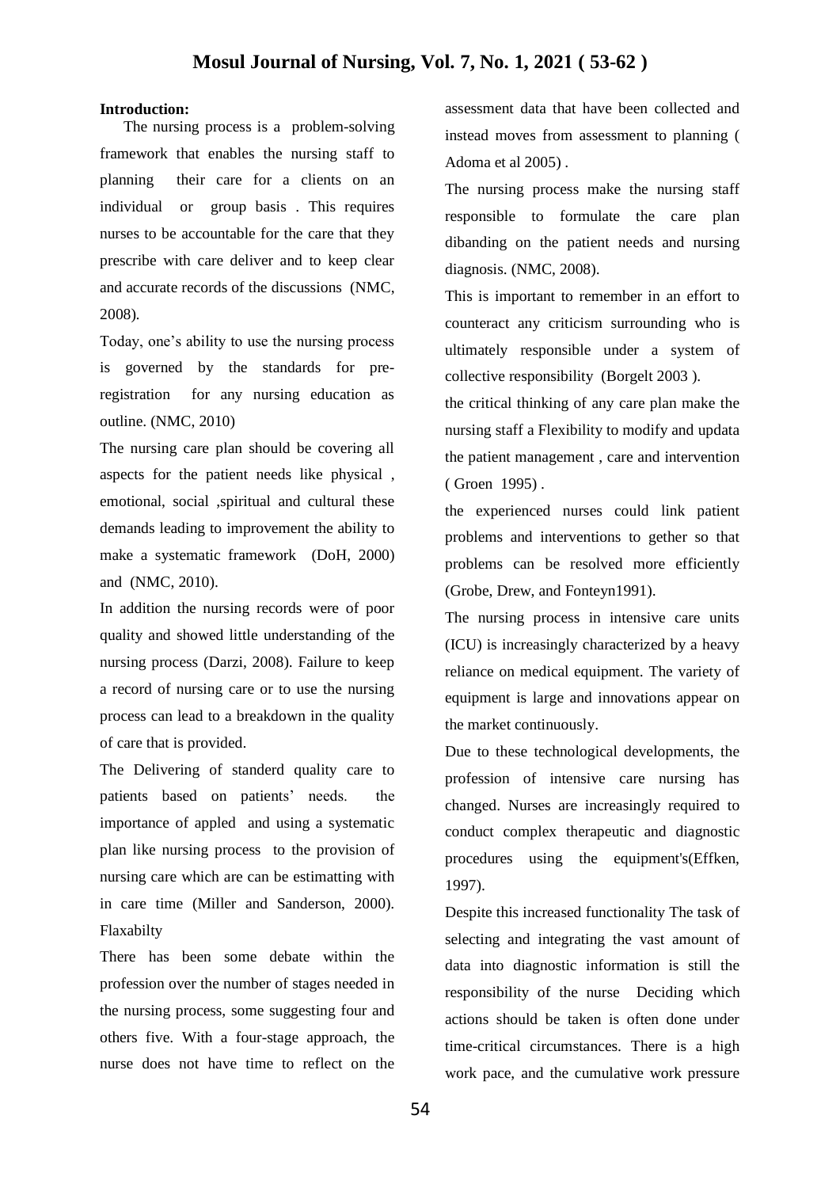**Introduction:**

The nursing process is a problem-solving framework that enables the nursing staff to planning their care for a clients on an individual or group basis . This requires nurses to be accountable for the care that they prescribe with care deliver and to keep clear and accurate records of the discussions (NMC, 2008).

Today, one's ability to use the nursing process is governed by the standards for pre-registration for any nursing education as outline. (NMC, 2010)

The nursing care plan should be covering all aspects for the patient needs like physical , emotional, social ,spiritual and cultural these demands leading to improvement the ability to make a systematic framework (DoH, 2000) and (NMC, 2010).

In addition the nursing records were of poor quality and showed little understanding of the nursing process (Darzi, 2008). Failure to keep a record of nursing care or to use the nursing process can lead to a breakdown in the quality of care that is provided.

The Delivering of standerd quality care to patients based on patients' needs. the importance of appled and using a systematic plan like nursing process to the provision of nursing care which are can be estimatting with in care time (Miller and Sanderson, 2000). Flaxabilty

There has been some debate within the profession over the number of stages needed in the nursing process, some suggesting four and others five. With a four-stage approach, the nurse does not have time to reflect on the assessment data that have been collected and instead moves from assessment to planning ( Adoma et al 2005) .

The nursing process make the nursing staff responsible to formulate the care plan dibanding on the patient needs and nursing diagnosis. (NMC, 2008).

This is important to remember in an effort to counteract any criticism surrounding who is ultimately responsible under a system of collective responsibility (Borgelt 2003 ).

the critical thinking of any care plan make the nursing staff a Flexibility to modify and updata the patient management , care and intervention ( Groen 1995) .

the experienced nurses could link patient problems and interventions to gether so that problems can be resolved more efficiently (Grobe, Drew, and Fonteyn1991).

The nursing process in intensive care units (ICU) is increasingly characterized by a heavy reliance on medical equipment. The variety of equipment is large and innovations appear on the market continuously.

Due to these technological developments, the profession of intensive care nursing has changed. Nurses are increasingly required to conduct complex therapeutic and diagnostic procedures using the equipment's(Effken, 1997).

Despite this increased functionality The task of selecting and integrating the vast amount of data into diagnostic information is still the responsibility of the nurse Deciding which actions should be taken is often done under time-critical circumstances. There is a high work pace, and the cumulative work pressure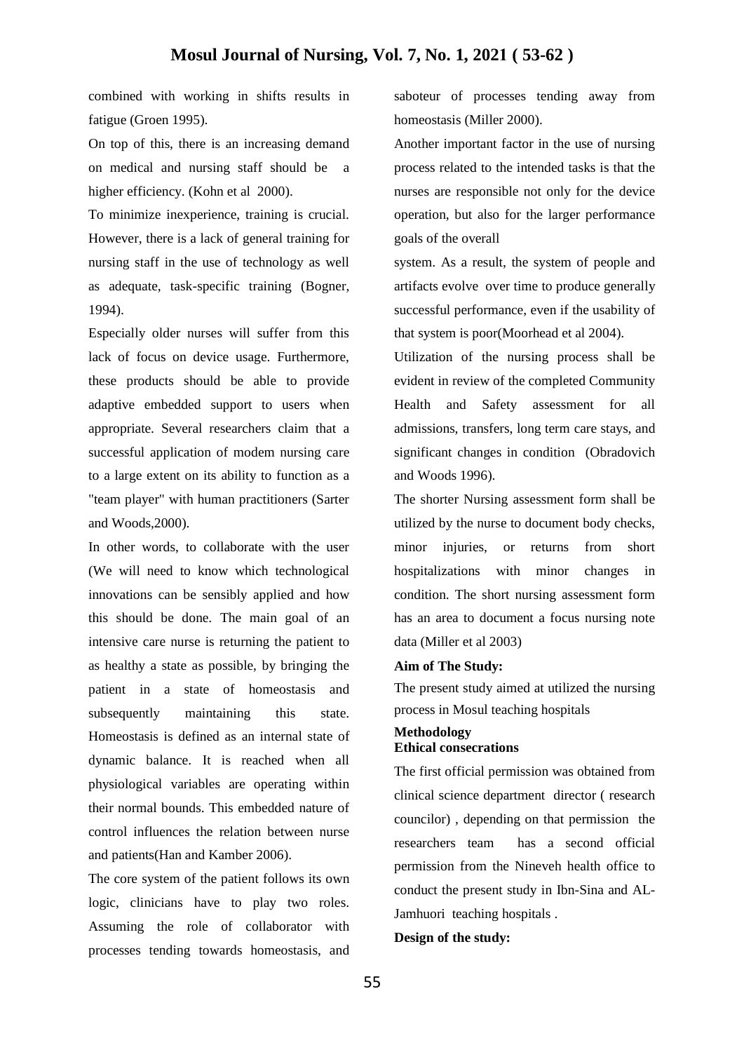combined with working in shifts results in fatigue (Groen 1995).

On top of this, there is an increasing demand on medical and nursing staff should be a higher efficiency. (Kohn et al 2000).

To minimize inexperience, training is crucial. However, there is a lack of general training for nursing staff in the use of technology as well as adequate, task-specific training (Bogner, 1994).

Especially older nurses will suffer from this lack of focus on device usage. Furthermore, these products should be able to provide adaptive embedded support to users when appropriate. Several researchers claim that a successful application of modem nursing care to a large extent on its ability to function as a "team player" with human practitioners (Sarter and Woods,2000).

In other words, to collaborate with the user (We will need to know which technological innovations can be sensibly applied and how this should be done. The main goal of an intensive care nurse is returning the patient to as healthy a state as possible, by bringing the patient in a state of homeostasis and subsequently maintaining this state. Homeostasis is defined as an internal state of dynamic balance. It is reached when all physiological variables are operating within their normal bounds. This embedded nature of control influences the relation between nurse and patients(Han and Kamber 2006).

The core system of the patient follows its own logic, clinicians have to play two roles. Assuming the role of collaborator with processes tending towards homeostasis, and saboteur of processes tending away from homeostasis (Miller 2000).

Another important factor in the use of nursing process related to the intended tasks is that the nurses are responsible not only for the device operation, but also for the larger performance goals of the overall

system. As a result, the system of people and artifacts evolve over time to produce generally successful performance, even if the usability of that system is poor(Moorhead et al 2004).

Utilization of the nursing process shall be evident in review of the completed Community Health and Safety assessment for all admissions, transfers, long term care stays, and significant changes in condition (Obradovich and Woods 1996).

The shorter Nursing assessment form shall be utilized by the nurse to document body checks, minor injuries, or returns from short hospitalizations with minor changes in condition. The short nursing assessment form has an area to document a focus nursing note data (Miller et al 2003)

**Aim of The Study:**

The present study aimed at utilized the nursing process in Mosul teaching hospitals

## Methodology

**Ethical consecrations**

The first official permission was obtained from clinical science department director ( research councilor) , depending on that permission the researchers team has a second official permission from the Nineveh health office to conduct the present study in Ibn-Sina and AL-Jamhuori teaching hospitals .

**Design of the study:**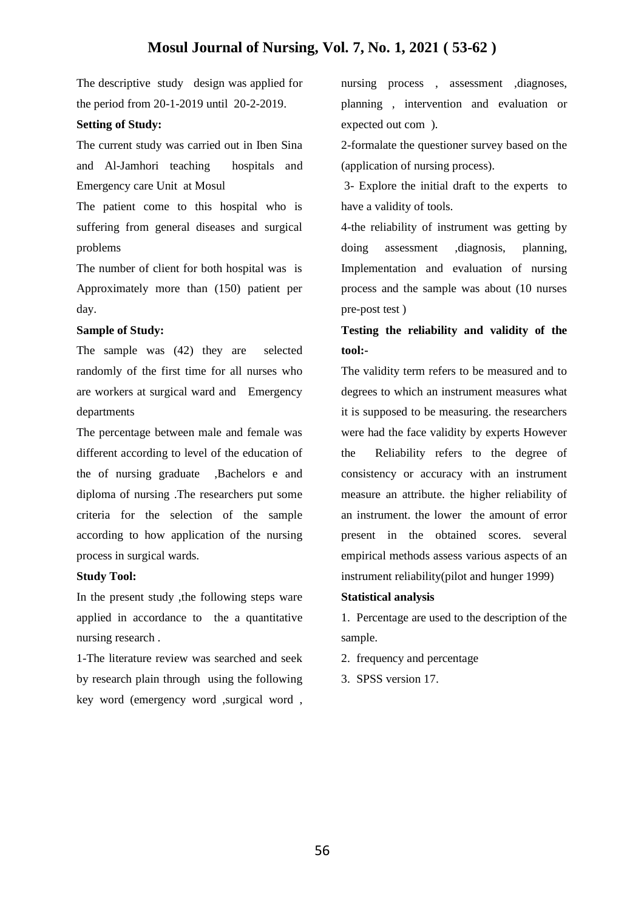The descriptive study design was applied for the period from 20-1-2019 until 20-2-2019.

**Setting of Study:**

The current study was carried out in Iben Sina and Al-Jamhori teaching hospitals and Emergency care Unit at Mosul

The patient come to this hospital who is suffering from general diseases and surgical problems

The number of client for both hospital was is Approximately more than (150) patient per day.

**Sample of Study:**

The sample was (42) they are selected randomly of the first time for all nurses who are workers at surgical ward and Emergency departments

The percentage between male and female was different according to level of the education of the of nursing graduate ,Bachelors e and diploma of nursing .The researchers put some criteria for the selection of the sample according to how application of the nursing process in surgical wards.

**Study Tool:**

In the present study ,the following steps ware applied in accordance to the a quantitative nursing research .

1-The literature review was searched and seek by research plain through using the following key word (emergency word ,surgical word , nursing process , assessment ,diagnoses, planning , intervention and evaluation or expected out com ).

2-formalate the questioner survey based on the (application of nursing process).

3- Explore the initial draft to the experts to have a validity of tools.

4-the reliability of instrument was getting by doing assessment ,diagnosis, planning, Implementation and evaluation of nursing process and the sample was about (10 nurses pre-post test )

**Testing the reliability and validity of the tool:-**

The validity term refers to be measured and to degrees to which an instrument measures what it is supposed to be measuring. the researchers were had the face validity by experts However the Reliability refers to the degree of consistency or accuracy with an instrument measure an attribute. the higher reliability of an instrument. the lower the amount of error present in the obtained scores. several empirical methods assess various aspects of an instrument reliability(pilot and hunger 1999)

**Statistical analysis**

1. Percentage are used to the description of the sample.
2. frequency and percentage
3. SPSS version 17.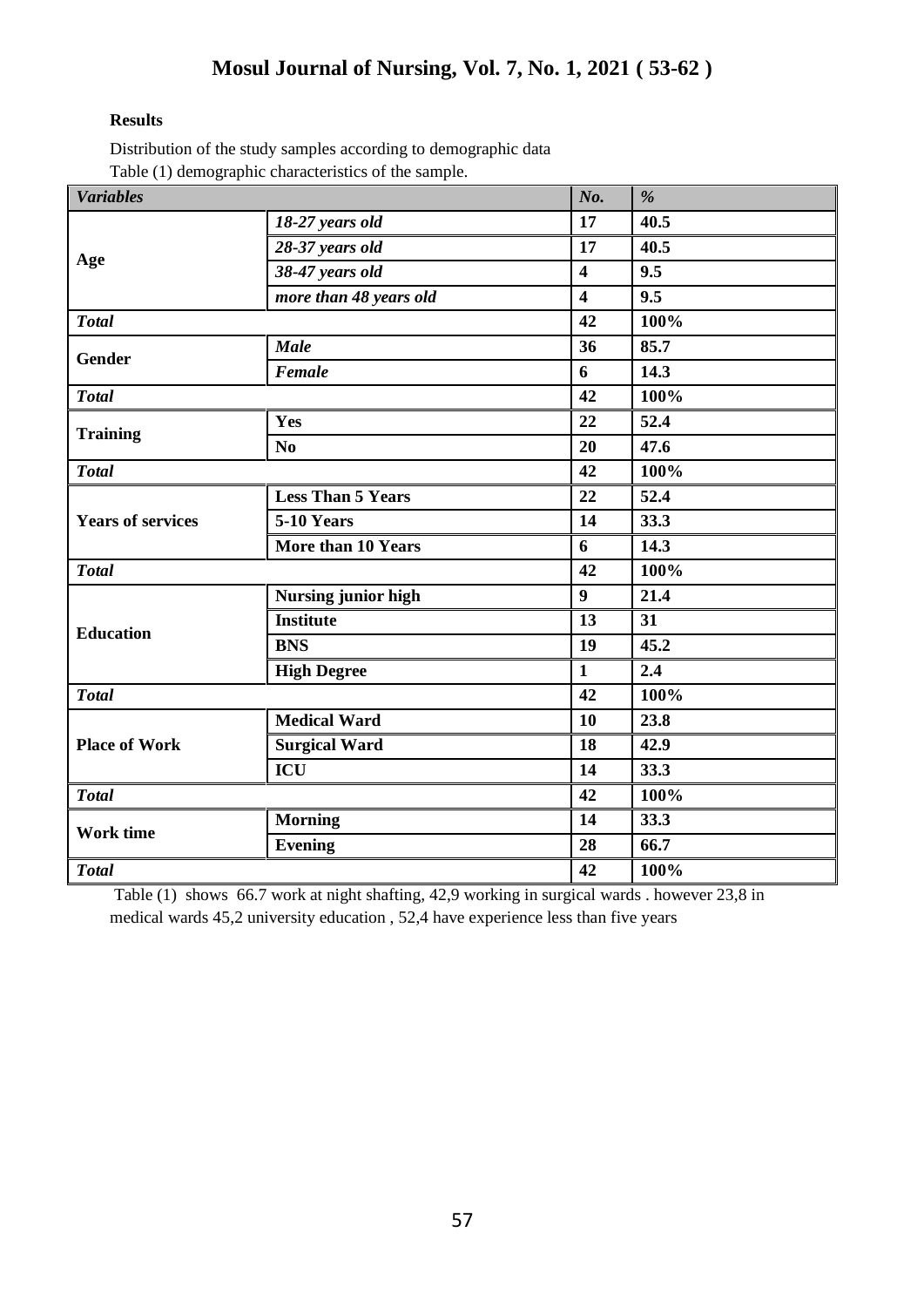**Results**

Distribution of the study samples according to demographic data

Table (1) demographic characteristics of the sample.

| *Variables* | | *No.* | *%* |
|---|---|---|---|
| **Age** | *18-27 years old* | 17 | 40.5 |
| | *28-37 years old* | 17 | 40.5 |
| | *38-47 years old* | 4 | 9.5 |
| | *more than 48 years old* | 4 | 9.5 |
| *Total* | | 42 | 100% |
| **Gender** | *Male* | 36 | 85.7 |
| | *Female* | 6 | 14.3 |
| *Total* | | 42 | 100% |
| **Training** | Yes | 22 | 52.4 |
| | No | 20 | 47.6 |
| *Total* | | 42 | 100% |
| **Years of services** | Less Than 5 Years | 22 | 52.4 |
| | 5-10 Years | 14 | 33.3 |
| | More than 10 Years | 6 | 14.3 |
| *Total* | | 42 | 100% |
| **Education** | Nursing junior high | 9 | 21.4 |
| | Institute | 13 | 31 |
| | BNS | 19 | 45.2 |
| | High Degree | 1 | 2.4 |
| *Total* | | 42 | 100% |
| **Place of Work** | Medical Ward | 10 | 23.8 |
| | Surgical Ward | 18 | 42.9 |
| | ICU | 14 | 33.3 |
| *Total* | | 42 | 100% |
| **Work time** | Morning | 14 | 33.3 |
| | Evening | 28 | 66.7 |
| *Total* | | 42 | 100% |

Table (1) shows 66.7 work at night shafting, 42,9 working in surgical wards . however 23,8 in medical wards 45,2 university education , 52,4 have experience less than five years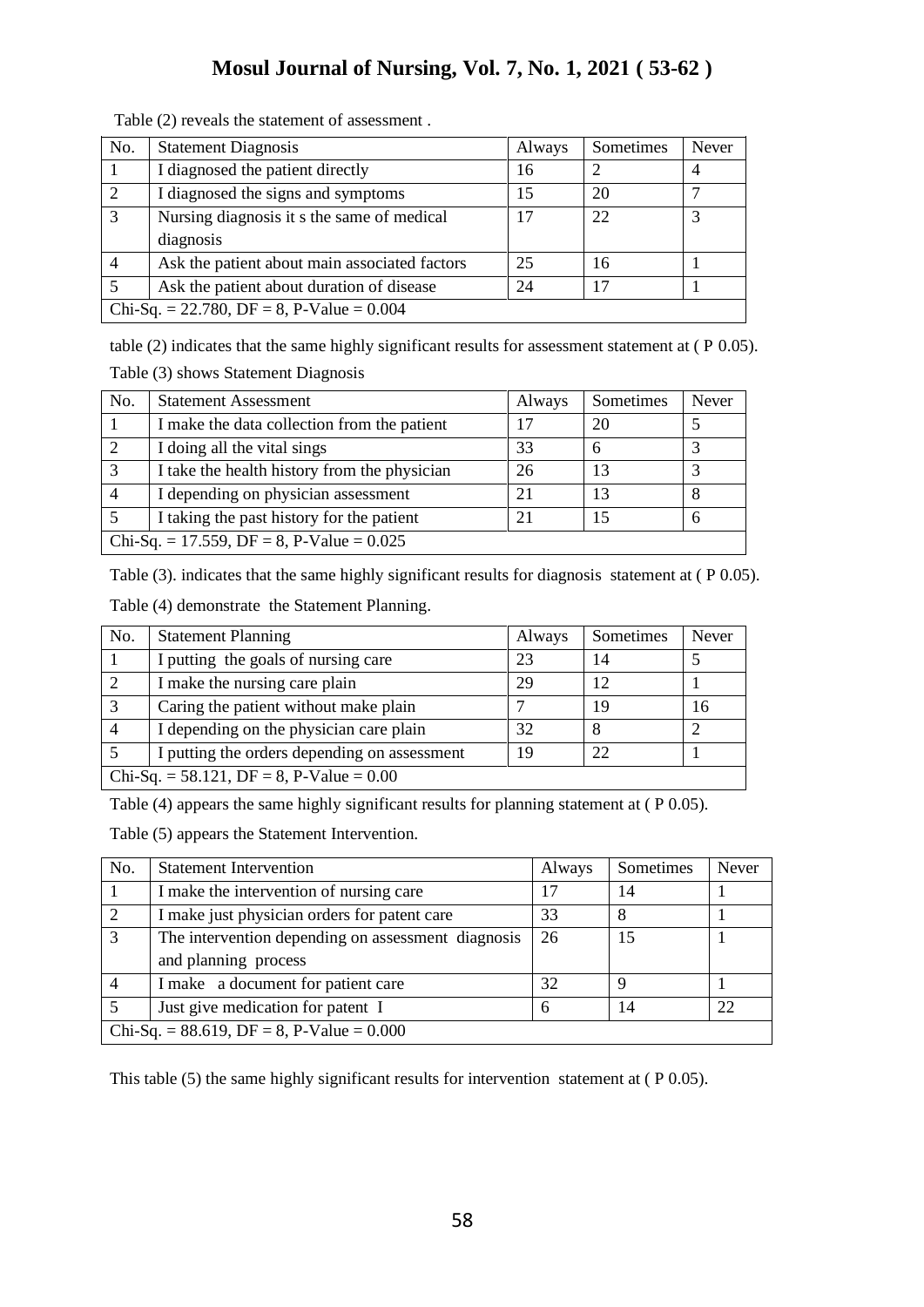Table (2) reveals the statement of assessment .

| No. | Statement Diagnosis | Always | Sometimes | Never |
|---|---|---|---|---|
| 1 | I diagnosed the patient directly | 16 | 2 | 4 |
| 2 | I diagnosed the signs and symptoms | 15 | 20 | 7 |
| 3 | Nursing diagnosis it s the same of medical diagnosis | 17 | 22 | 3 |
| 4 | Ask the patient about main associated factors | 25 | 16 | 1 |
| 5 | Ask the patient about duration of disease | 24 | 17 | 1 |
| Chi-Sq. = 22.780, DF = 8, P-Value = 0.004 | | | | |

table (2) indicates that the same highly significant results for assessment statement at ( P 0.05).

Table (3) shows Statement Diagnosis

| No. | Statement Assessment | Always | Sometimes | Never |
|---|---|---|---|---|
| 1 | I make the data collection from the patient | 17 | 20 | 5 |
| 2 | I doing all the vital sings | 33 | 6 | 3 |
| 3 | I take the health history from the physician | 26 | 13 | 3 |
| 4 | I depending on physician assessment | 21 | 13 | 8 |
| 5 | I taking the past history for the patient | 21 | 15 | 6 |
| Chi-Sq. = 17.559, DF = 8, P-Value = 0.025 | | | | |

Table (3). indicates that the same highly significant results for diagnosis statement at ( P 0.05).

Table (4) demonstrate the Statement Planning.

| No. | Statement Planning | Always | Sometimes | Never |
|---|---|---|---|---|
| 1 | I putting the goals of nursing care | 23 | 14 | 5 |
| 2 | I make the nursing care plain | 29 | 12 | 1 |
| 3 | Caring the patient without make plain | 7 | 19 | 16 |
| 4 | I depending on the physician care plain | 32 | 8 | 2 |
| 5 | I putting the orders depending on assessment | 19 | 22 | 1 |
| Chi-Sq. = 58.121, DF = 8, P-Value = 0.00 | | | | |

Table (4) appears the same highly significant results for planning statement at ( P 0.05).

Table (5) appears the Statement Intervention.

| No. | Statement Intervention | Always | Sometimes | Never |
|---|---|---|---|---|
| 1 | I make the intervention of nursing care | 17 | 14 | 1 |
| 2 | I make just physician orders for patent care | 33 | 8 | 1 |
| 3 | The intervention depending on assessment diagnosis and planning process | 26 | 15 | 1 |
| 4 | I make a document for patient care | 32 | 9 | 1 |
| 5 | Just give medication for patent I | 6 | 14 | 22 |
| Chi-Sq. = 88.619, DF = 8, P-Value = 0.000 | | | | |

This table (5) the same highly significant results for intervention statement at ( P 0.05).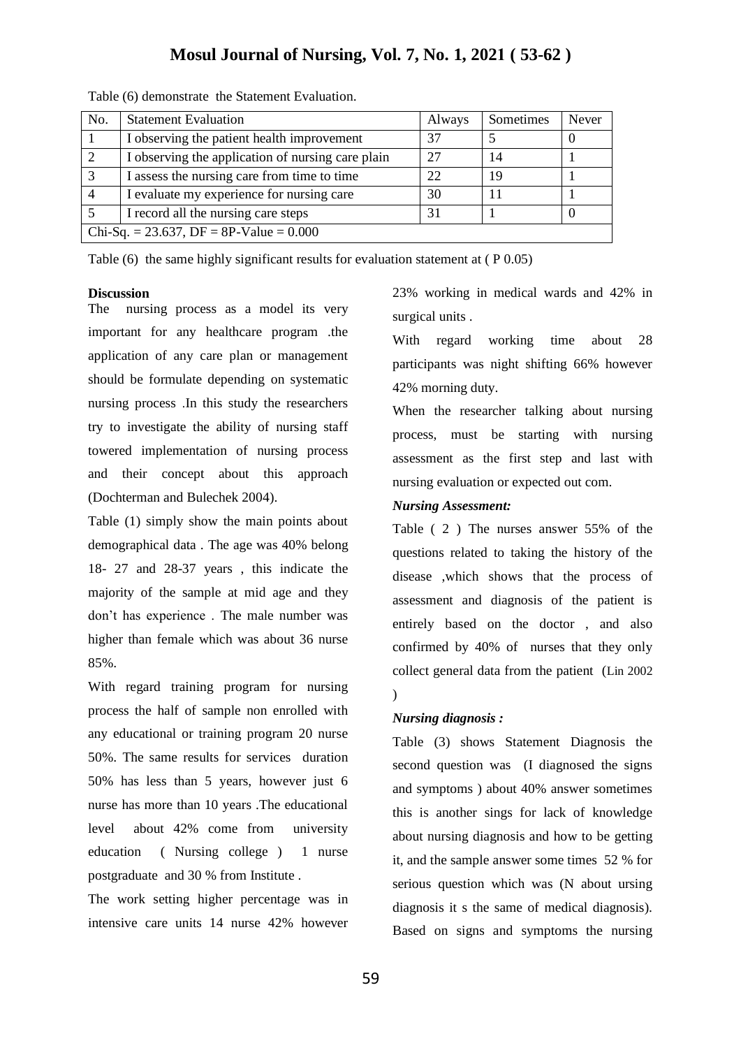Table (6) demonstrate the Statement Evaluation.

| No. | Statement Evaluation | Always | Sometimes | Never |
|---|---|---|---|---|
| 1 | I observing the patient health improvement | 37 | 5 | 0 |
| 2 | I observing the application of nursing care plain | 27 | 14 | 1 |
| 3 | I assess the nursing care from time to time | 22 | 19 | 1 |
| 4 | I evaluate my experience for nursing care | 30 | 11 | 1 |
| 5 | I record all the nursing care steps | 31 | 1 | 0 |
| Chi-Sq. = 23.637, DF = 8P-Value = 0.000 | | | | |

Table (6) the same highly significant results for evaluation statement at ( P 0.05)

**Discussion**

The nursing process as a model its very important for any healthcare program .the application of any care plan or management should be formulate depending on systematic nursing process .In this study the researchers try to investigate the ability of nursing staff towered implementation of nursing process and their concept about this approach (Dochterman and Bulechek 2004).

Table (1) simply show the main points about demographical data . The age was 40% belong 18- 27 and 28-37 years , this indicate the majority of the sample at mid age and they don't has experience . The male number was higher than female which was about 36 nurse 85%.

With regard training program for nursing process the half of sample non enrolled with any educational or training program 20 nurse 50%. The same results for services duration 50% has less than 5 years, however just 6 nurse has more than 10 years .The educational level about 42% come from university education ( Nursing college ) 1 nurse postgraduate and 30 % from Institute .

The work setting higher percentage was in intensive care units 14 nurse 42% however 23% working in medical wards and 42% in surgical units .

With regard working time about 28 participants was night shifting 66% however 42% morning duty.

When the researcher talking about nursing process, must be starting with nursing assessment as the first step and last with nursing evaluation or expected out com.

***Nursing Assessment:***

Table ( 2 ) The nurses answer 55% of the questions related to taking the history of the disease ,which shows that the process of assessment and diagnosis of the patient is entirely based on the doctor , and also confirmed by 40% of nurses that they only collect general data from the patient (Lin 2002 )

***Nursing diagnosis :***

Table (3) shows Statement Diagnosis the second question was (I diagnosed the signs and symptoms ) about 40% answer sometimes this is another sings for lack of knowledge about nursing diagnosis and how to be getting it, and the sample answer some times 52 % for serious question which was (N about ursing diagnosis it s the same of medical diagnosis). Based on signs and symptoms the nursing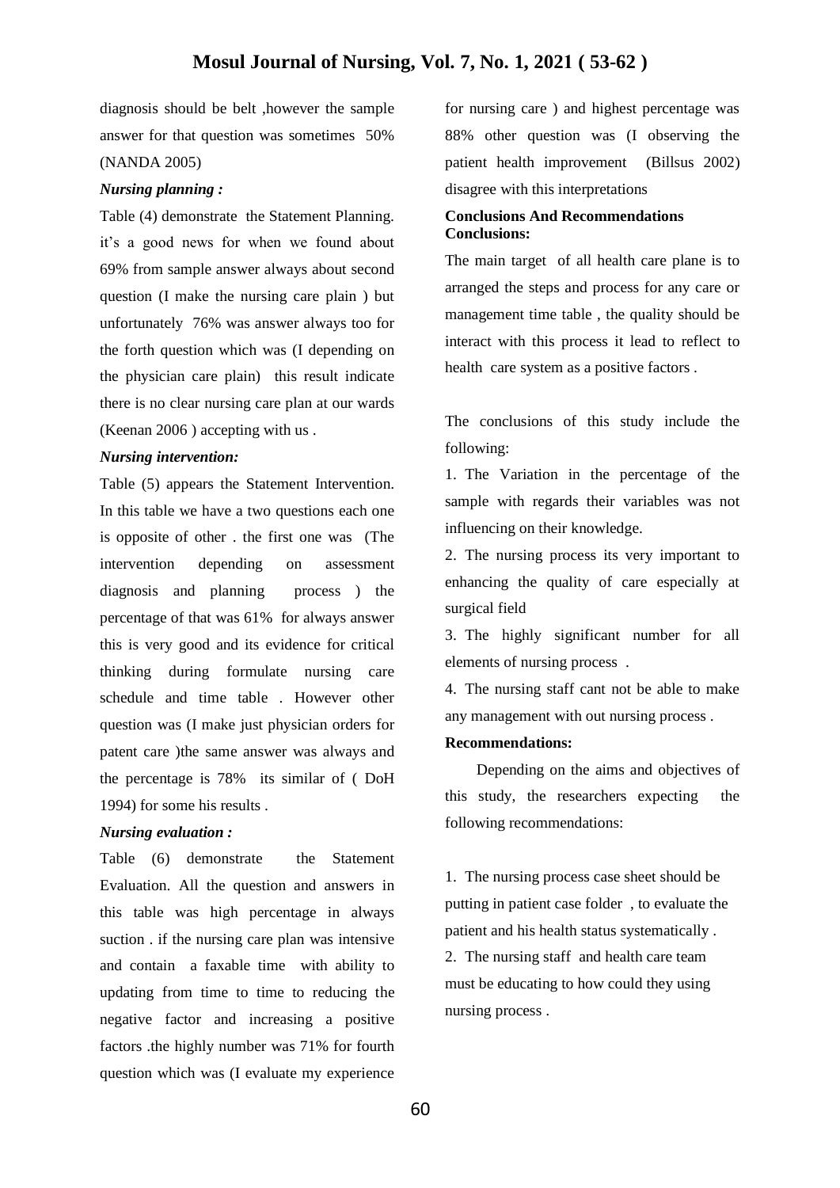diagnosis should be belt ,however the sample answer for that question was sometimes 50% (NANDA 2005)

### *Nursing planning :*

Table (4) demonstrate the Statement Planning. it's a good news for when we found about 69% from sample answer always about second question (I make the nursing care plain ) but unfortunately 76% was answer always too for the forth question which was (I depending on the physician care plain) this result indicate there is no clear nursing care plan at our wards (Keenan 2006 ) accepting with us .

### *Nursing intervention:*

Table (5) appears the Statement Intervention. In this table we have a two questions each one is opposite of other . the first one was (The intervention depending on assessment diagnosis and planning process ) the percentage of that was 61% for always answer this is very good and its evidence for critical thinking during formulate nursing care schedule and time table . However other question was (I make just physician orders for patent care )the same answer was always and the percentage is 78% its similar of ( DoH 1994) for some his results .

### *Nursing evaluation :*

Table (6) demonstrate the Statement Evaluation. All the question and answers in this table was high percentage in always suction . if the nursing care plan was intensive and contain a faxable time with ability to updating from time to time to reducing the negative factor and increasing a positive factors .the highly number was 71% for fourth question which was (I evaluate my experience for nursing care ) and highest percentage was 88% other question was (I observing the patient health improvement (Billsus 2002) disagree with this interpretations

## Conclusions And Recommendations

### Conclusions:

The main target of all health care plane is to arranged the steps and process for any care or management time table , the quality should be interact with this process it lead to reflect to health care system as a positive factors .

The conclusions of this study include the following:

1. The Variation in the percentage of the sample with regards their variables was not influencing on their knowledge.
2. The nursing process its very important to enhancing the quality of care especially at surgical field
3. The highly significant number for all elements of nursing process .
4. The nursing staff cant not be able to make any management with out nursing process .

### Recommendations:

Depending on the aims and objectives of this study, the researchers expecting the following recommendations:

1. The nursing process case sheet should be putting in patient case folder , to evaluate the patient and his health status systematically .
2. The nursing staff and health care team must be educating to how could they using nursing process .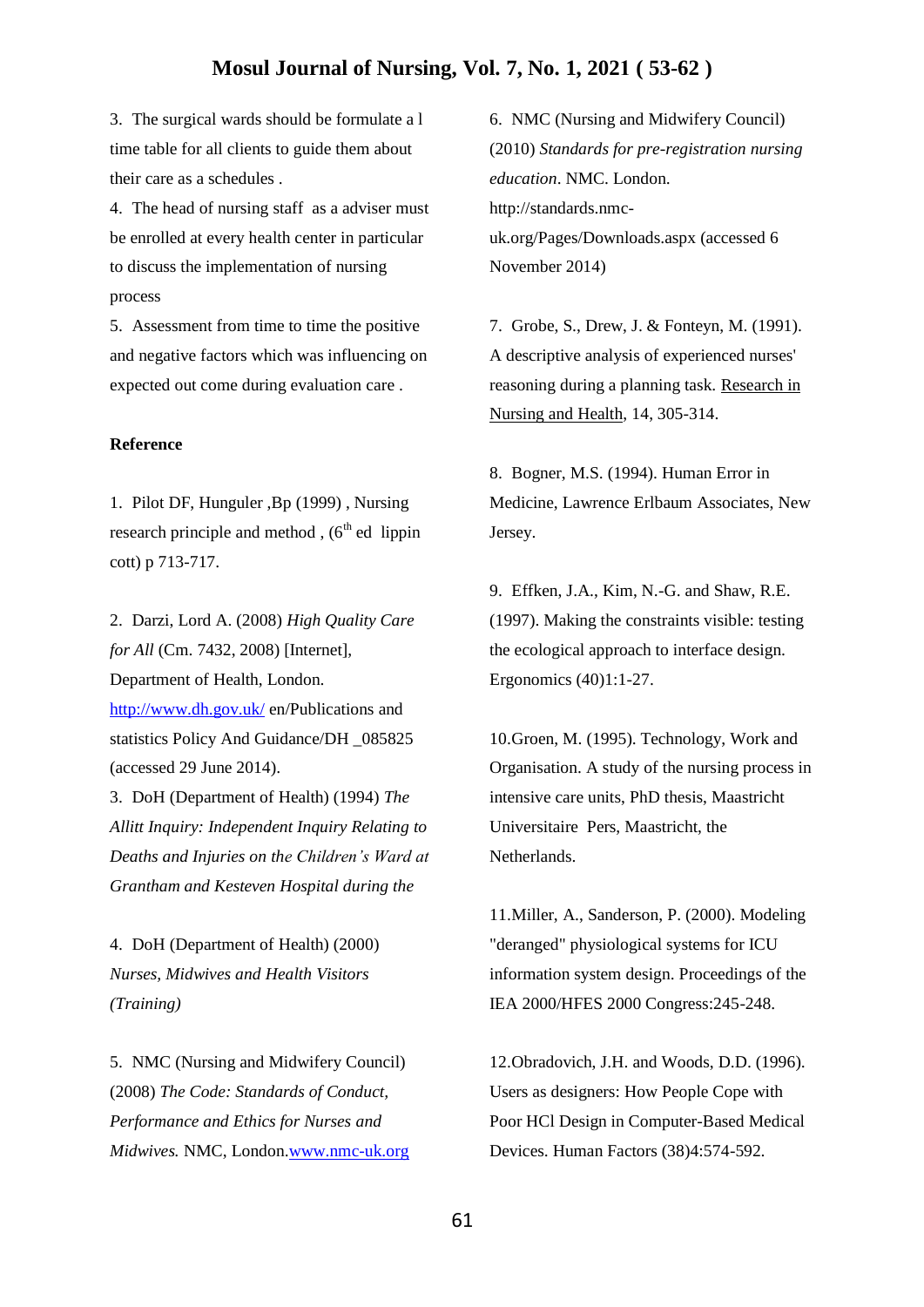3. The surgical wards should be formulate a l time table for all clients to guide them about their care as a schedules .
4. The head of nursing staff as a adviser must be enrolled at every health center in particular to discuss the implementation of nursing process
5. Assessment from time to time the positive and negative factors which was influencing on expected out come during evaluation care .

**Reference**

1. Pilot DF, Hunguler ,Bp (1999) , Nursing research principle and method , (6th ed lippin cott) p 713-717.

2. Darzi, Lord A. (2008) *High Quality Care for All* (Cm. 7432, 2008) [Internet], Department of Health, London. http://www.dh.gov.uk/ en/Publications and statistics Policy And Guidance/DH _085825 (accessed 29 June 2014).

3. DoH (Department of Health) (1994) *The Allitt Inquiry: Independent Inquiry Relating to Deaths and Injuries on the Children's Ward at Grantham and Kesteven Hospital during the*

4. DoH (Department of Health) (2000) *Nurses, Midwives and Health Visitors (Training)*

5. NMC (Nursing and Midwifery Council) (2008) *The Code: Standards of Conduct, Performance and Ethics for Nurses and Midwives.* NMC, London.www.nmc-uk.org

6. NMC (Nursing and Midwifery Council) (2010) *Standards for pre-registration nursing education*. NMC. London. http://standards.nmc-uk.org/Pages/Downloads.aspx (accessed 6 November 2014)

7. Grobe, S., Drew, J. & Fonteyn, M. (1991). A descriptive analysis of experienced nurses' reasoning during a planning task. Research in Nursing and Health, 14, 305-314.

8. Bogner, M.S. (1994). Human Error in Medicine, Lawrence Erlbaum Associates, New Jersey.

9. Effken, J.A., Kim, N.-G. and Shaw, R.E. (1997). Making the constraints visible: testing the ecological approach to interface design. Ergonomics (40)1:1-27.

10.Groen, M. (1995). Technology, Work and Organisation. A study of the nursing process in intensive care units, PhD thesis, Maastricht Universitaire Pers, Maastricht, the Netherlands.

11.Miller, A., Sanderson, P. (2000). Modeling "deranged" physiological systems for ICU information system design. Proceedings of the IEA 2000/HFES 2000 Congress:245-248.

12.Obradovich, J.H. and Woods, D.D. (1996). Users as designers: How People Cope with Poor HCl Design in Computer-Based Medical Devices. Human Factors (38)4:574-592.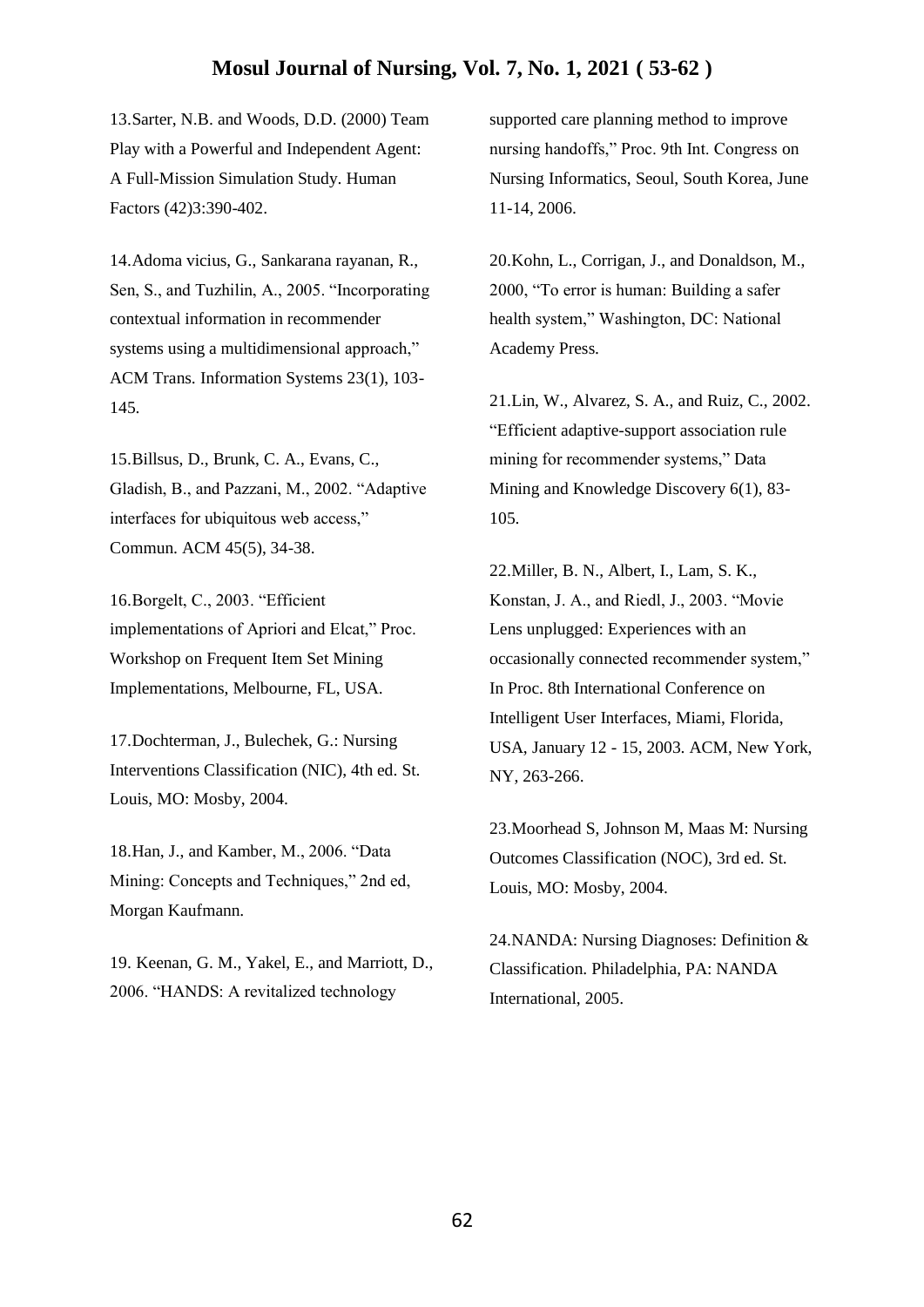13.Sarter, N.B. and Woods, D.D. (2000) Team Play with a Powerful and Independent Agent: A Full-Mission Simulation Study. Human Factors (42)3:390-402.

14.Adoma vicius, G., Sankarana rayanan, R., Sen, S., and Tuzhilin, A., 2005. "Incorporating contextual information in recommender systems using a multidimensional approach," ACM Trans. Information Systems 23(1), 103-145.

15.Billsus, D., Brunk, C. A., Evans, C., Gladish, B., and Pazzani, M., 2002. "Adaptive interfaces for ubiquitous web access," Commun. ACM 45(5), 34-38.

16.Borgelt, C., 2003. "Efficient implementations of Apriori and Elcat," Proc. Workshop on Frequent Item Set Mining Implementations, Melbourne, FL, USA.

17.Dochterman, J., Bulechek, G.: Nursing Interventions Classification (NIC), 4th ed. St. Louis, MO: Mosby, 2004.

18.Han, J., and Kamber, M., 2006. "Data Mining: Concepts and Techniques," 2nd ed, Morgan Kaufmann.

19. Keenan, G. M., Yakel, E., and Marriott, D., 2006. "HANDS: A revitalized technology supported care planning method to improve nursing handoffs," Proc. 9th Int. Congress on Nursing Informatics, Seoul, South Korea, June 11-14, 2006.

20.Kohn, L., Corrigan, J., and Donaldson, M., 2000, "To error is human: Building a safer health system," Washington, DC: National Academy Press.

21.Lin, W., Alvarez, S. A., and Ruiz, C., 2002. "Efficient adaptive-support association rule mining for recommender systems," Data Mining and Knowledge Discovery 6(1), 83-105.

22.Miller, B. N., Albert, I., Lam, S. K., Konstan, J. A., and Riedl, J., 2003. "Movie Lens unplugged: Experiences with an occasionally connected recommender system," In Proc. 8th International Conference on Intelligent User Interfaces, Miami, Florida, USA, January 12 - 15, 2003. ACM, New York, NY, 263-266.

23.Moorhead S, Johnson M, Maas M: Nursing Outcomes Classification (NOC), 3rd ed. St. Louis, MO: Mosby, 2004.

24.NANDA: Nursing Diagnoses: Definition & Classification. Philadelphia, PA: NANDA International, 2005.